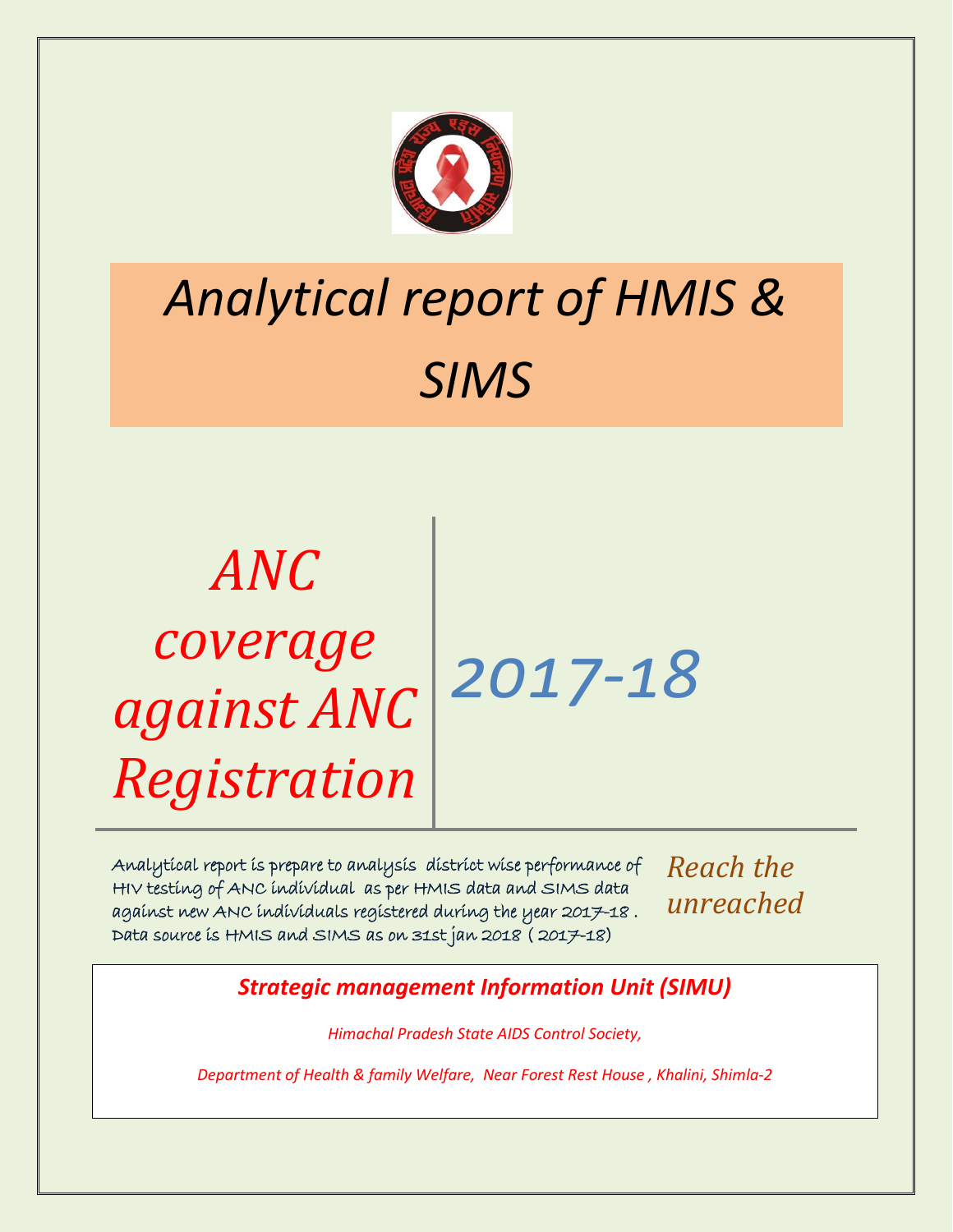# Analytical report of HMIS & SIMS

## ANC coverage against ANC Registration

## 2017-18

Analytical report is prepare to analysis district wise performance of HIV testing of ANC individual as per HMIS data and SIMS data against new ANC individuals registered during the year 2017-18 . Data source is HMIS and SIMS as on 31st jan 2018 ( 2017-18)

*Reach the unreached*

***Strategic management Information Unit (SIMU)***

*Himachal Pradesh State AIDS Control Society,*

*Department of Health & family Welfare, Near Forest Rest House , Khalini, Shimla-2*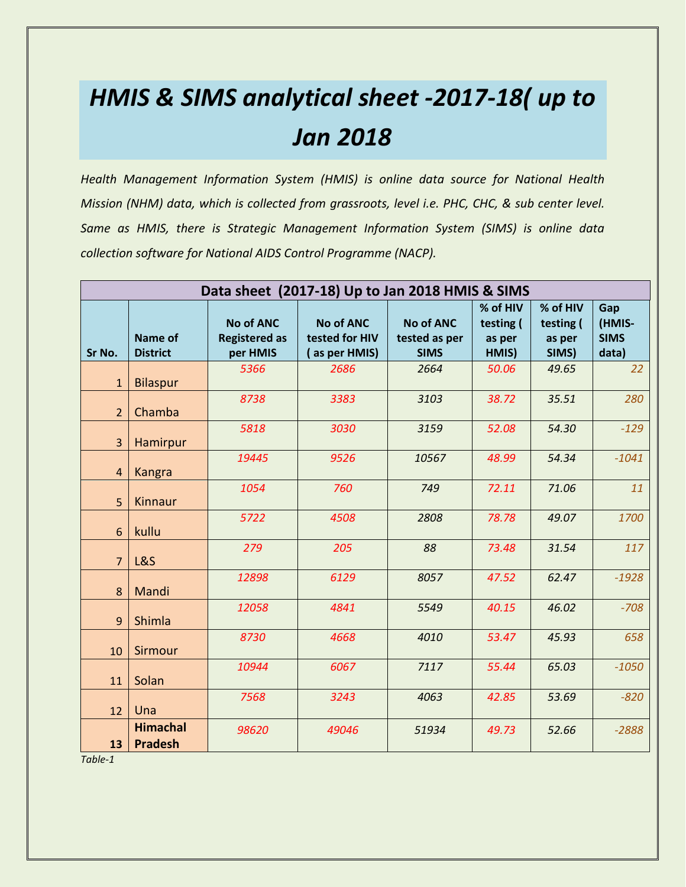# *HMIS & SIMS analytical sheet -2017-18( up to Jan 2018*

*Health Management Information System (HMIS) is online data source for National Health Mission (NHM) data, which is collected from grassroots, level i.e. PHC, CHC, & sub center level. Same as HMIS, there is Strategic Management Information System (SIMS) is online data collection software for National AIDS Control Programme (NACP).*

| Data sheet (2017-18) Up to Jan 2018 HMIS & SIMS | | | | | | | |
|---|---|---|---|---|---|---|---|
| **Sr No.** | **Name of District** | **No of ANC Registered as per HMIS** | **No of ANC tested for HIV ( as per HMIS)** | **No of ANC tested as per SIMS** | **% of HIV testing ( as per HMIS)** | **% of HIV testing ( as per SIMS)** | **Gap (HMIS-SIMS data)** |
| 1 | Bilaspur | *5366* | *2686* | *2664* | *50.06* | *49.65* | *22* |
| 2 | Chamba | *8738* | *3383* | *3103* | *38.72* | *35.51* | *280* |
| 3 | Hamirpur | *5818* | *3030* | *3159* | *52.08* | *54.30* | *-129* |
| 4 | Kangra | *19445* | *9526* | *10567* | *48.99* | *54.34* | *-1041* |
| 5 | Kinnaur | *1054* | *760* | *749* | *72.11* | *71.06* | *11* |
| 6 | kullu | *5722* | *4508* | *2808* | *78.78* | *49.07* | *1700* |
| 7 | L&S | *279* | *205* | *88* | *73.48* | *31.54* | *117* |
| 8 | Mandi | *12898* | *6129* | *8057* | *47.52* | *62.47* | *-1928* |
| 9 | Shimla | *12058* | *4841* | *5549* | *40.15* | *46.02* | *-708* |
| 10 | Sirmour | *8730* | *4668* | *4010* | *53.47* | *45.93* | *658* |
| 11 | Solan | *10944* | *6067* | *7117* | *55.44* | *65.03* | *-1050* |
| 12 | Una | *7568* | *3243* | *4063* | *42.85* | *53.69* | *-820* |
| **13** | **Himachal Pradesh** | *98620* | *49046* | *51934* | *49.73* | *52.66* | *-2888* |

*Table-1*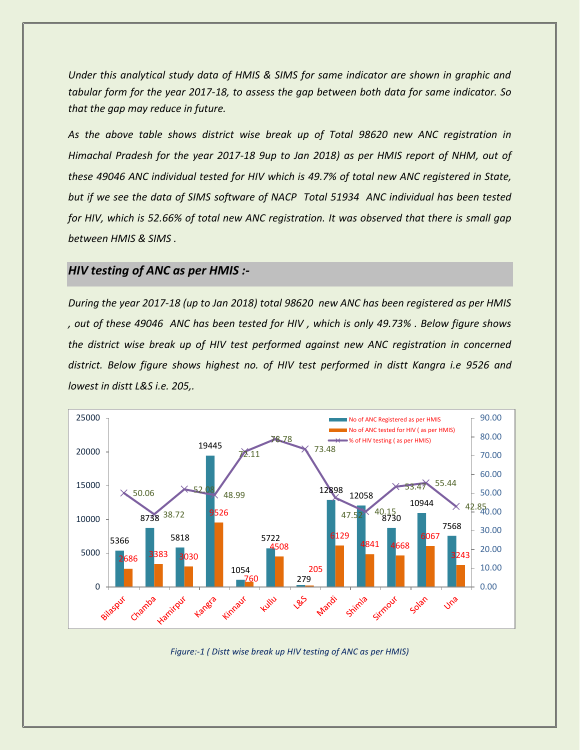*Under this analytical study data of HMIS & SIMS for same indicator are shown in graphic and tabular form for the year 2017-18, to assess the gap between both data for same indicator. So that the gap may reduce in future.*

*As the above table shows district wise break up of Total 98620 new ANC registration in Himachal Pradesh for the year 2017-18 9up to Jan 2018) as per HMIS report of NHM, out of these 49046 ANC individual tested for HIV which is 49.7% of total new ANC registered in State, but if we see the data of SIMS software of NACP Total 51934 ANC individual has been tested for HIV, which is 52.66% of total new ANC registration. It was observed that there is small gap between HMIS & SIMS .*

## *HIV testing of ANC as per HMIS :-*

*During the year 2017-18 (up to Jan 2018) total 98620 new ANC has been registered as per HMIS , out of these 49046 ANC has been tested for HIV , which is only 49.73% . Below figure shows the district wise break up of HIV test performed against new ANC registration in concerned district. Below figure shows highest no. of HIV test performed in distt Kangra i.e 9526 and lowest in distt L&S i.e. 205,.*

| District | No of ANC Registered as per HMIS | No of ANC tested for HIV ( as per HMIS) | % of HIV testing ( as per HMIS) |
|---|---|---|---|
| Bilaspur | 5366 | 2686 | 50.06 |
| Chamba | 8738 | 3383 | 38.72 |
| Hamirpur | 5818 | 3030 | 52.08 |
| Kangra | 19445 | 9526 | 48.99 |
| Kinnaur | 1054 | 760 | 72.11 |
| kullu | 5722 | 4508 | 78.78 |
| L&S | 279 | 205 | 73.48 |
| Mandi | 12898 | 6129 | 47.52 |
| Shimla | 12058 | 4841 | 40.15 |
| Sirmour | 8730 | 4668 | 53.47 |
| Solan | 10944 | 6067 | 55.44 |
| Una | 7568 | 3243 | 42.85 |

*Figure:-1 ( Distt wise break up HIV testing of ANC as per HMIS)*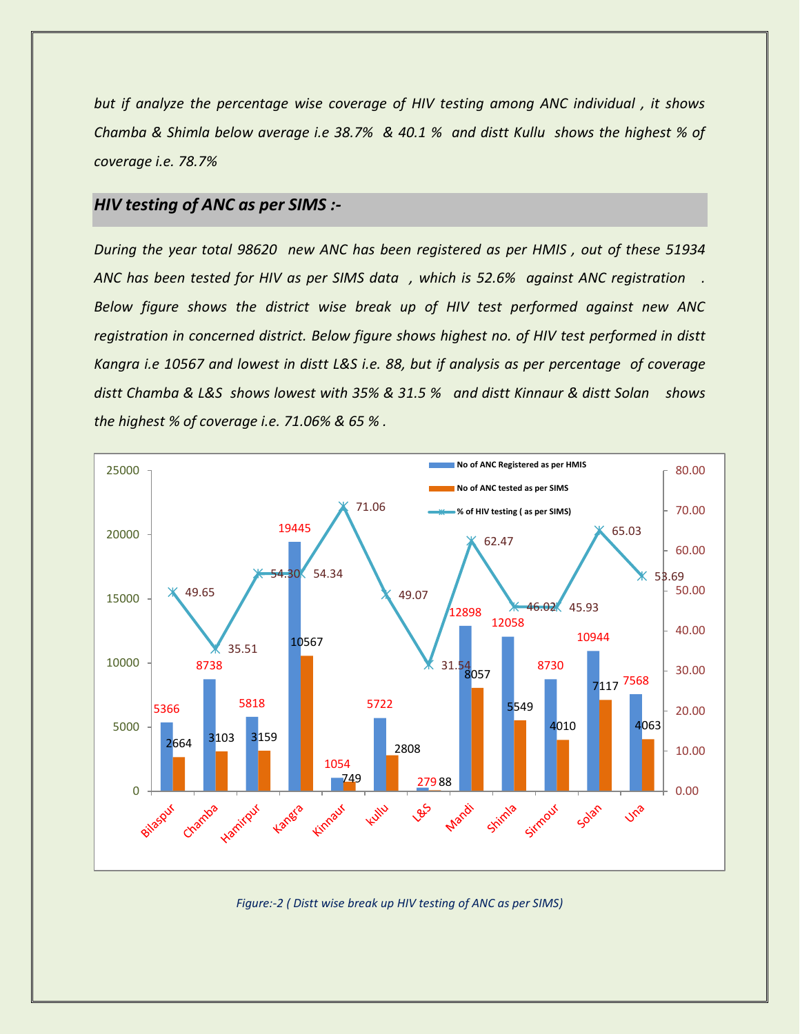*but if analyze the percentage wise coverage of HIV testing among ANC individual , it shows Chamba & Shimla below average i.e 38.7% & 40.1 % and distt Kullu shows the highest % of coverage i.e. 78.7%*

## HIV testing of ANC as per SIMS :-

*During the year total 98620 new ANC has been registered as per HMIS , out of these 51934 ANC has been tested for HIV as per SIMS data , which is 52.6% against ANC registration . Below figure shows the district wise break up of HIV test performed against new ANC registration in concerned district. Below figure shows highest no. of HIV test performed in distt Kangra i.e 10567 and lowest in distt L&S i.e. 88, but if analysis as per percentage of coverage distt Chamba & L&S shows lowest with 35% & 31.5 % and distt Kinnaur & distt Solan shows the highest % of coverage i.e. 71.06% & 65 % .*

| District | No of ANC Registered as per HMIS | No of ANC tested as per SIMS | % of HIV testing ( as per SIMS) |
|---|---|---|---|
| Bilaspur | 5366 | 2664 | 49.65 |
| Chamba | 8738 | 3103 | 35.51 |
| Hamirpur | 5818 | 3159 | 54.30 |
| Kangra | 19445 | 10567 | 54.34 |
| Kinnaur | 1054 | 749 | 71.06 |
| kullu | 5722 | 2808 | 49.07 |
| L&S | 279 | 88 | 31.54 |
| Mandi | 12898 | 8057 | 62.47 |
| Shimla | 12058 | 5549 | 46.02 |
| Sirmour | 8730 | 4010 | 45.93 |
| Solan | 10944 | 7117 | 65.03 |
| Una | 7568 | 4063 | 53.69 |

*Figure:-2 ( Distt wise break up HIV testing of ANC as per SIMS)*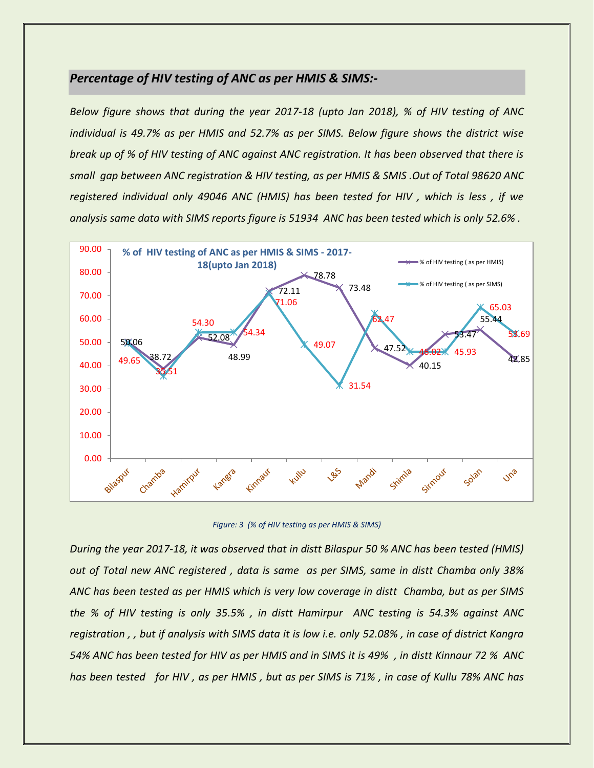## *Percentage of HIV testing of ANC as per HMIS & SIMS:-*

*Below figure shows that during the year 2017-18 (upto Jan 2018), % of HIV testing of ANC individual is 49.7% as per HMIS and 52.7% as per SIMS. Below figure shows the district wise break up of % of HIV testing of ANC against ANC registration. It has been observed that there is small gap between ANC registration & HIV testing, as per HMIS & SMIS .Out of Total 98620 ANC registered individual only 49046 ANC (HMIS) has been tested for HIV , which is less , if we analysis same data with SIMS reports figure is 51934 ANC has been tested which is only 52.6% .*

**% of HIV testing of ANC as per HMIS & SIMS - 2017-18(upto Jan 2018)**

| District | % of HIV testing ( as per HMIS) | % of HIV testing ( as per SIMS) |
|---|---|---|
| Bilaspur | 50.06 | 49.65 |
| Chamba | 38.72 | 35.51 |
| Hamirpur | 52.08 | 54.30 |
| Kangra | 48.99 | 54.34 |
| Kinnaur | 72.11 | 71.06 |
| kullu | 78.78 | 49.07 |
| L&S | 73.48 | 31.54 |
| Mandi | 47.52 | 62.47 |
| Shimla | 40.15 | 46.02 |
| Sirmour | 53.47 | 45.93 |
| Solan | 55.44 | 65.03 |
| Una | 42.85 | 53.69 |

*Figure: 3 (% of HIV testing as per HMIS & SIMS)*

*During the year 2017-18, it was observed that in distt Bilaspur 50 % ANC has been tested (HMIS) out of Total new ANC registered , data is same as per SIMS, same in distt Chamba only 38% ANC has been tested as per HMIS which is very low coverage in distt Chamba, but as per SIMS the % of HIV testing is only 35.5% , in distt Hamirpur ANC testing is 54.3% against ANC registration , , but if analysis with SIMS data it is low i.e. only 52.08% , in case of district Kangra 54% ANC has been tested for HIV as per HMIS and in SIMS it is 49% , in distt Kinnaur 72 % ANC has been tested for HIV , as per HMIS , but as per SIMS is 71% , in case of Kullu 78% ANC has*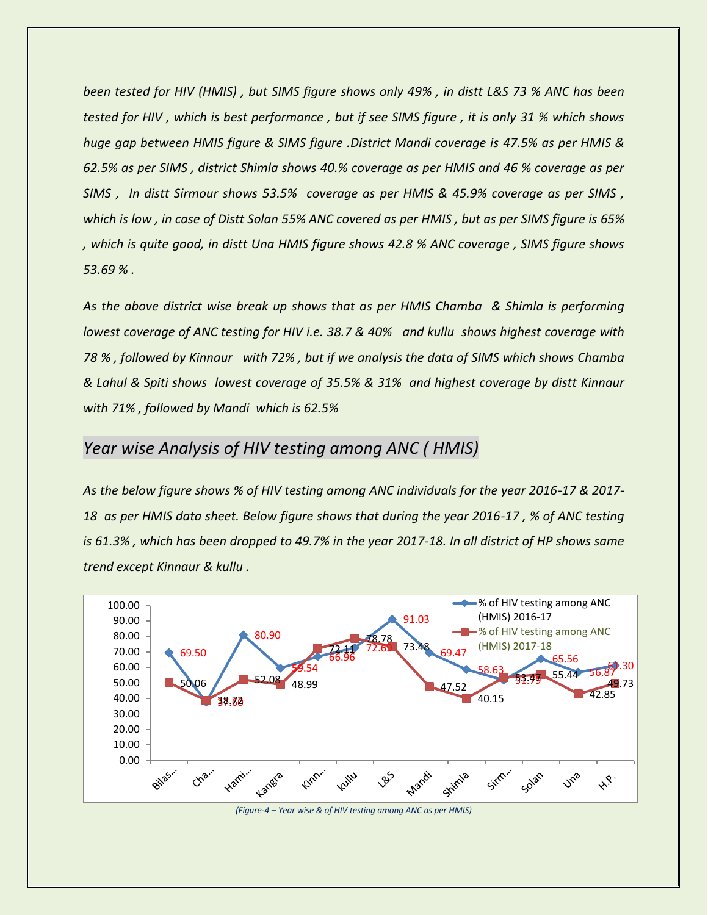*been tested for HIV (HMIS) , but SIMS figure shows only 49% , in distt L&S 73 % ANC has been tested for HIV , which is best performance , but if see SIMS figure , it is only 31 % which shows huge gap between HMIS figure & SIMS figure .District Mandi coverage is 47.5% as per HMIS & 62.5% as per SIMS , district Shimla shows 40.% coverage as per HMIS and 46 % coverage as per SIMS , In distt Sirmour shows 53.5% coverage as per HMIS & 45.9% coverage as per SIMS , which is low , in case of Distt Solan 55% ANC covered as per HMIS , but as per SIMS figure is 65% , which is quite good, in distt Una HMIS figure shows 42.8 % ANC coverage , SIMS figure shows 53.69 % .*

*As the above district wise break up shows that as per HMIS Chamba & Shimla is performing lowest coverage of ANC testing for HIV i.e. 38.7 & 40% and kullu shows highest coverage with 78 % , followed by Kinnaur with 72% , but if we analysis the data of SIMS which shows Chamba & Lahul & Spiti shows lowest coverage of 35.5% & 31% and highest coverage by distt Kinnaur with 71% , followed by Mandi which is 62.5%*

## *Year wise Analysis of HIV testing among ANC ( HMIS)*

*As the below figure shows % of HIV testing among ANC individuals for the year 2016-17 & 2017-18 as per HMIS data sheet. Below figure shows that during the year 2016-17 , % of ANC testing is 61.3% , which has been dropped to 49.7% in the year 2017-18. In all district of HP shows same trend except Kinnaur & kullu .*

| District | % of HIV testing among ANC (HMIS) 2016-17 | % of HIV testing among ANC (HMIS) 2017-18 |
|---|---|---|
| Bilas... | 69.50 | 50.06 |
| Cha... | 37.66 | 38.72 |
| Hami... | 80.90 | 52.08 |
| Kangra | 59.54 | 48.99 |
| Kinn... | 66.96 | 72.11 |
| kullu | 72.69 | 78.78 |
| L&S | 91.03 | 73.48 |
| Mandi | 69.47 | 47.52 |
| Shimla | 58.63 | 40.15 |
| Sirm... | 51.79 | 53.47 |
| Solan | 65.56 | 55.44 |
| Una | 56.87 | 42.85 |
| H.P. | 61.30 | 49.73 |

*(Figure-4 – Year wise & of HIV testing among ANC as per HMIS)*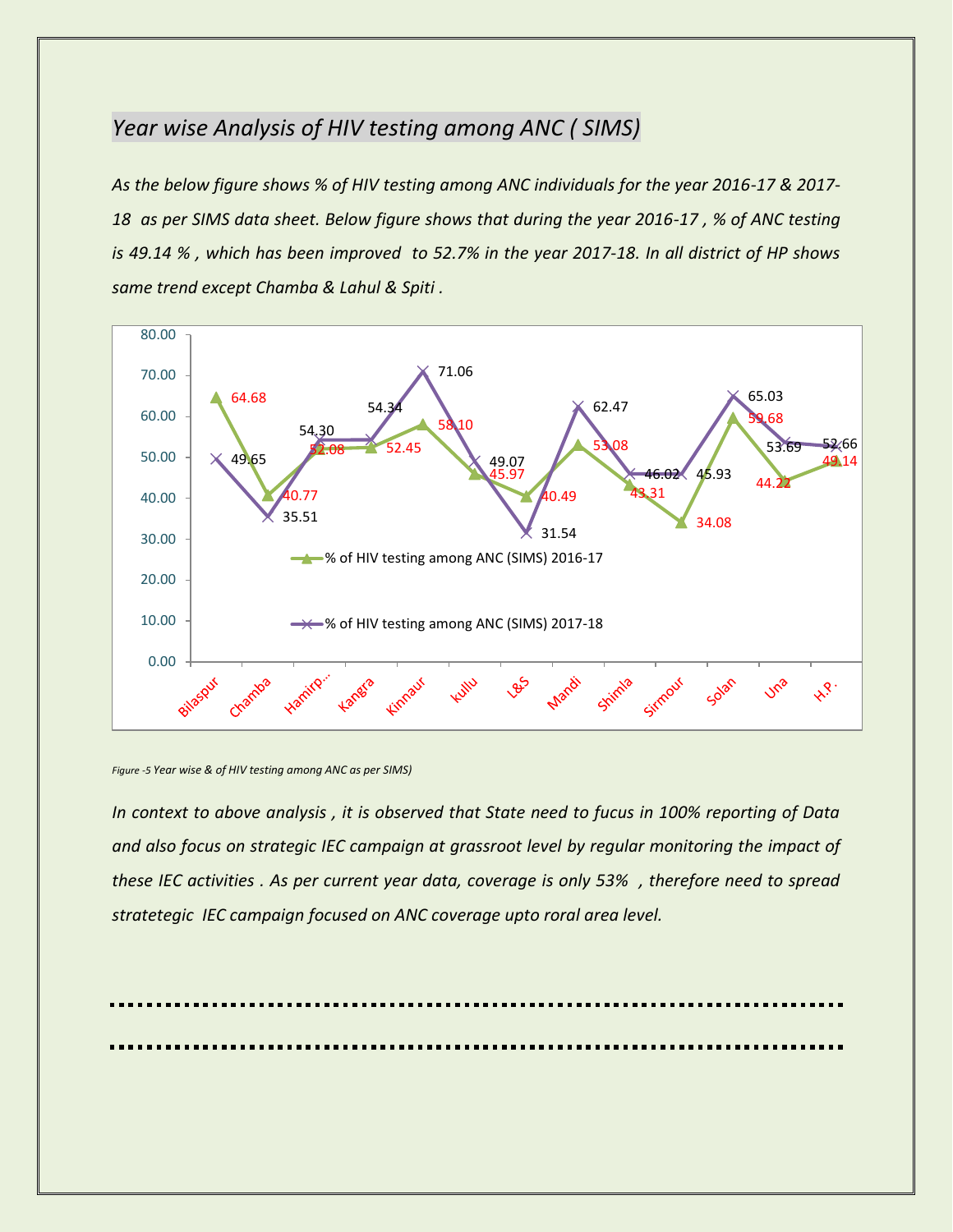## *Year wise Analysis of HIV testing among ANC ( SIMS)*

*As the below figure shows % of HIV testing among ANC individuals for the year 2016-17 & 2017-18 as per SIMS data sheet. Below figure shows that during the year 2016-17 , % of ANC testing is 49.14 % , which has been improved to 52.7% in the year 2017-18. In all district of HP shows same trend except Chamba & Lahul & Spiti .*

80.00
70.00
60.00
50.00
40.00
30.00
20.00
10.00
0.00

64.68
49.65
40.77
35.51
54.30
52.08
54.34
52.45
71.06
58.10
49.07
45.97
40.49
31.54
62.47
53.08
46.02
43.31
45.93
34.08
65.03
59.68
53.69
44.22
52.66
49.14

% of HIV testing among ANC (SIMS) 2016-17
% of HIV testing among ANC (SIMS) 2017-18

Bilaspur
Chamba
Hamirp...
Kangra
Kinnaur
kullu
L&S
Mandi
Shimla
Sirmour
Solan
Una
H.P.

*Figure -5 Year wise & of HIV testing among ANC as per SIMS)*

*In context to above analysis , it is observed that State need to fucus in 100% reporting of Data and also focus on strategic IEC campaign at grassroot level by regular monitoring the impact of these IEC activities . As per current year data, coverage is only 53% , therefore need to spread stratetegic IEC campaign focused on ANC coverage upto roral area level.*